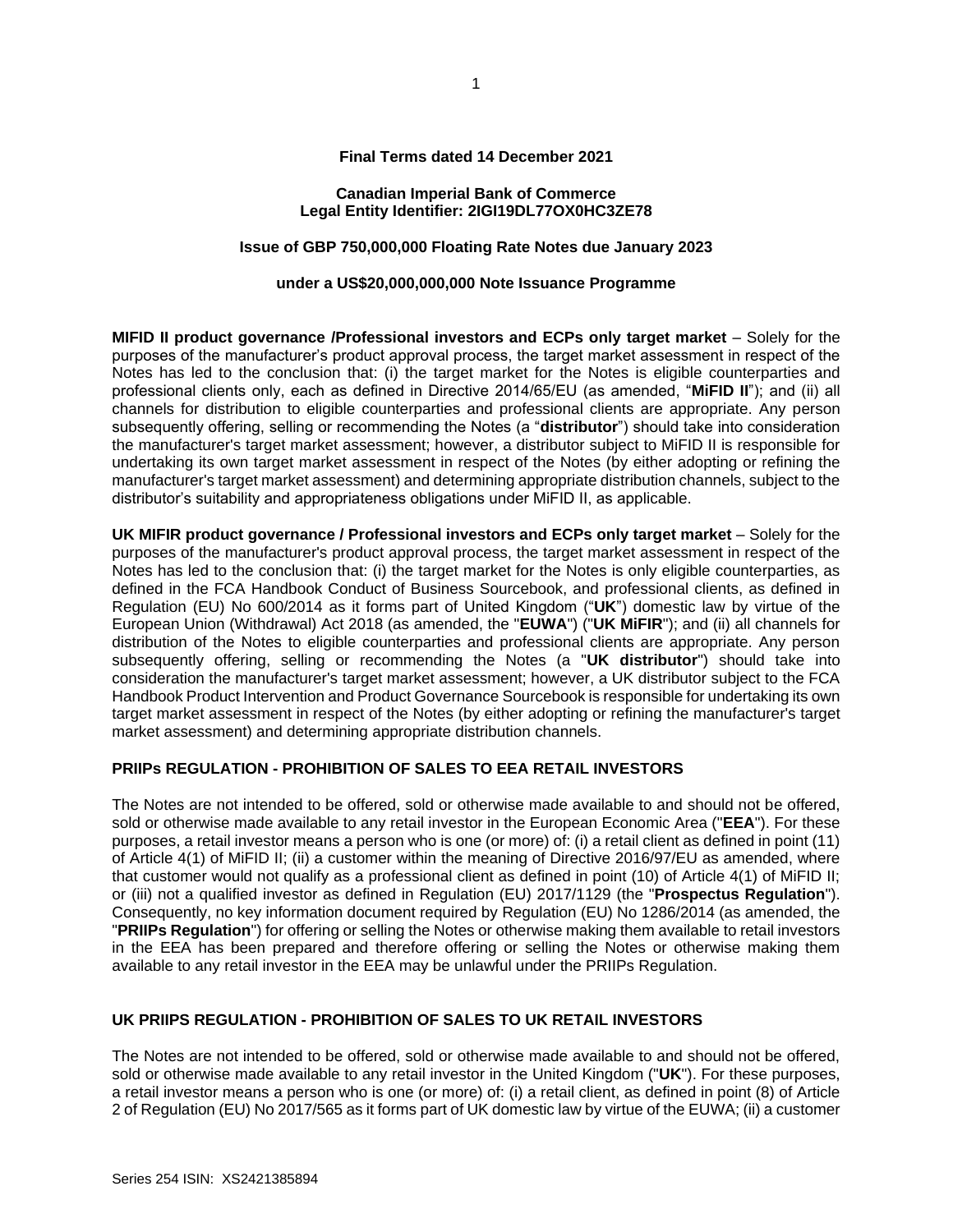**Final Terms dated 14 December 2021**

**Canadian Imperial Bank of Commerce**
**Legal Entity Identifier: 2IGI19DL77OX0HC3ZE78**

**Issue of GBP 750,000,000 Floating Rate Notes due January 2023**

**under a US$20,000,000,000 Note Issuance Programme**

**MIFID II product governance /Professional investors and ECPs only target market** – Solely for the purposes of the manufacturer's product approval process, the target market assessment in respect of the Notes has led to the conclusion that: (i) the target market for the Notes is eligible counterparties and professional clients only, each as defined in Directive 2014/65/EU (as amended, "**MiFID II**"); and (ii) all channels for distribution to eligible counterparties and professional clients are appropriate. Any person subsequently offering, selling or recommending the Notes (a "**distributor**") should take into consideration the manufacturer's target market assessment; however, a distributor subject to MiFID II is responsible for undertaking its own target market assessment in respect of the Notes (by either adopting or refining the manufacturer's target market assessment) and determining appropriate distribution channels, subject to the distributor's suitability and appropriateness obligations under MiFID II, as applicable.

**UK MIFIR product governance / Professional investors and ECPs only target market** – Solely for the purposes of the manufacturer's product approval process, the target market assessment in respect of the Notes has led to the conclusion that: (i) the target market for the Notes is only eligible counterparties, as defined in the FCA Handbook Conduct of Business Sourcebook, and professional clients, as defined in Regulation (EU) No 600/2014 as it forms part of United Kingdom ("**UK**") domestic law by virtue of the European Union (Withdrawal) Act 2018 (as amended, the "**EUWA**") ("**UK MiFIR**"); and (ii) all channels for distribution of the Notes to eligible counterparties and professional clients are appropriate. Any person subsequently offering, selling or recommending the Notes (a "**UK distributor**") should take into consideration the manufacturer's target market assessment; however, a UK distributor subject to the FCA Handbook Product Intervention and Product Governance Sourcebook is responsible for undertaking its own target market assessment in respect of the Notes (by either adopting or refining the manufacturer's target market assessment) and determining appropriate distribution channels.

**PRIIPs REGULATION - PROHIBITION OF SALES TO EEA RETAIL INVESTORS**

The Notes are not intended to be offered, sold or otherwise made available to and should not be offered, sold or otherwise made available to any retail investor in the European Economic Area ("**EEA**"). For these purposes, a retail investor means a person who is one (or more) of: (i) a retail client as defined in point (11) of Article 4(1) of MiFID II; (ii) a customer within the meaning of Directive 2016/97/EU as amended, where that customer would not qualify as a professional client as defined in point (10) of Article 4(1) of MiFID II; or (iii) not a qualified investor as defined in Regulation (EU) 2017/1129 (the "**Prospectus Regulation**"). Consequently, no key information document required by Regulation (EU) No 1286/2014 (as amended, the "**PRIIPs Regulation**") for offering or selling the Notes or otherwise making them available to retail investors in the EEA has been prepared and therefore offering or selling the Notes or otherwise making them available to any retail investor in the EEA may be unlawful under the PRIIPs Regulation.

**UK PRIIPS REGULATION - PROHIBITION OF SALES TO UK RETAIL INVESTORS**

The Notes are not intended to be offered, sold or otherwise made available to and should not be offered, sold or otherwise made available to any retail investor in the United Kingdom ("**UK**"). For these purposes, a retail investor means a person who is one (or more) of: (i) a retail client, as defined in point (8) of Article 2 of Regulation (EU) No 2017/565 as it forms part of UK domestic law by virtue of the EUWA; (ii) a customer

Series 254 ISIN: XS2421385894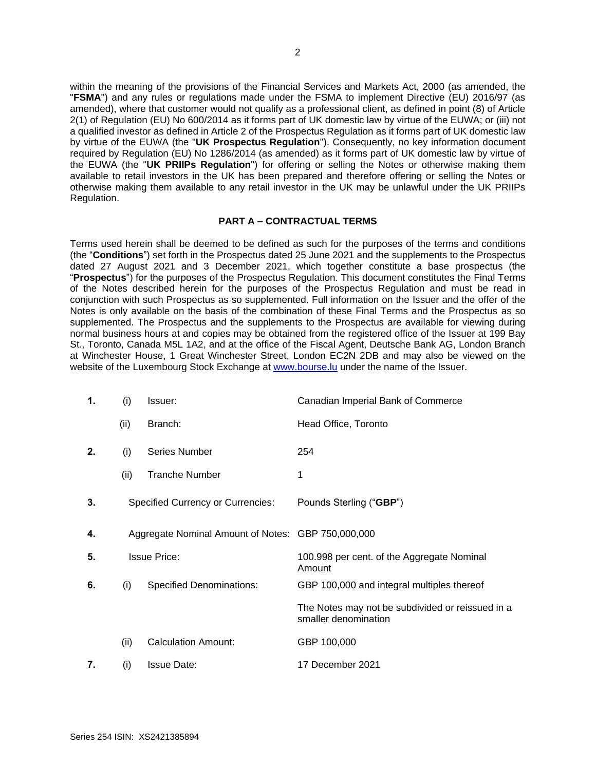within the meaning of the provisions of the Financial Services and Markets Act, 2000 (as amended, the "**FSMA**") and any rules or regulations made under the FSMA to implement Directive (EU) 2016/97 (as amended), where that customer would not qualify as a professional client, as defined in point (8) of Article 2(1) of Regulation (EU) No 600/2014 as it forms part of UK domestic law by virtue of the EUWA; or (iii) not a qualified investor as defined in Article 2 of the Prospectus Regulation as it forms part of UK domestic law by virtue of the EUWA (the "**UK Prospectus Regulation**"). Consequently, no key information document required by Regulation (EU) No 1286/2014 (as amended) as it forms part of UK domestic law by virtue of the EUWA (the "**UK PRIIPs Regulation**") for offering or selling the Notes or otherwise making them available to retail investors in the UK has been prepared and therefore offering or selling the Notes or otherwise making them available to any retail investor in the UK may be unlawful under the UK PRIIPs Regulation.

## PART A – CONTRACTUAL TERMS

Terms used herein shall be deemed to be defined as such for the purposes of the terms and conditions (the "**Conditions**") set forth in the Prospectus dated 25 June 2021 and the supplements to the Prospectus dated 27 August 2021 and 3 December 2021, which together constitute a base prospectus (the "**Prospectus**") for the purposes of the Prospectus Regulation. This document constitutes the Final Terms of the Notes described herein for the purposes of the Prospectus Regulation and must be read in conjunction with such Prospectus as so supplemented. Full information on the Issuer and the offer of the Notes is only available on the basis of the combination of these Final Terms and the Prospectus as so supplemented. The Prospectus and the supplements to the Prospectus are available for viewing during normal business hours at and copies may be obtained from the registered office of the Issuer at 199 Bay St., Toronto, Canada M5L 1A2, and at the office of the Fiscal Agent, Deutsche Bank AG, London Branch at Winchester House, 1 Great Winchester Street, London EC2N 2DB and may also be viewed on the website of the Luxembourg Stock Exchange at www.bourse.lu under the name of the Issuer.

| | | | |
|---|---|---|---|
| **1.** | (i) | Issuer: | Canadian Imperial Bank of Commerce |
| | (ii) | Branch: | Head Office, Toronto |
| **2.** | (i) | Series Number | 254 |
| | (ii) | Tranche Number | 1 |
| **3.** | | Specified Currency or Currencies: | Pounds Sterling ("**GBP**") |
| **4.** | | Aggregate Nominal Amount of Notes: | GBP 750,000,000 |
| **5.** | | Issue Price: | 100.998 per cent. of the Aggregate Nominal Amount |
| **6.** | (i) | Specified Denominations: | GBP 100,000 and integral multiples thereof<br><br>The Notes may not be subdivided or reissued in a smaller denomination |
| | (ii) | Calculation Amount: | GBP 100,000 |
| **7.** | (i) | Issue Date: | 17 December 2021 |

Series 254 ISIN: XS2421385894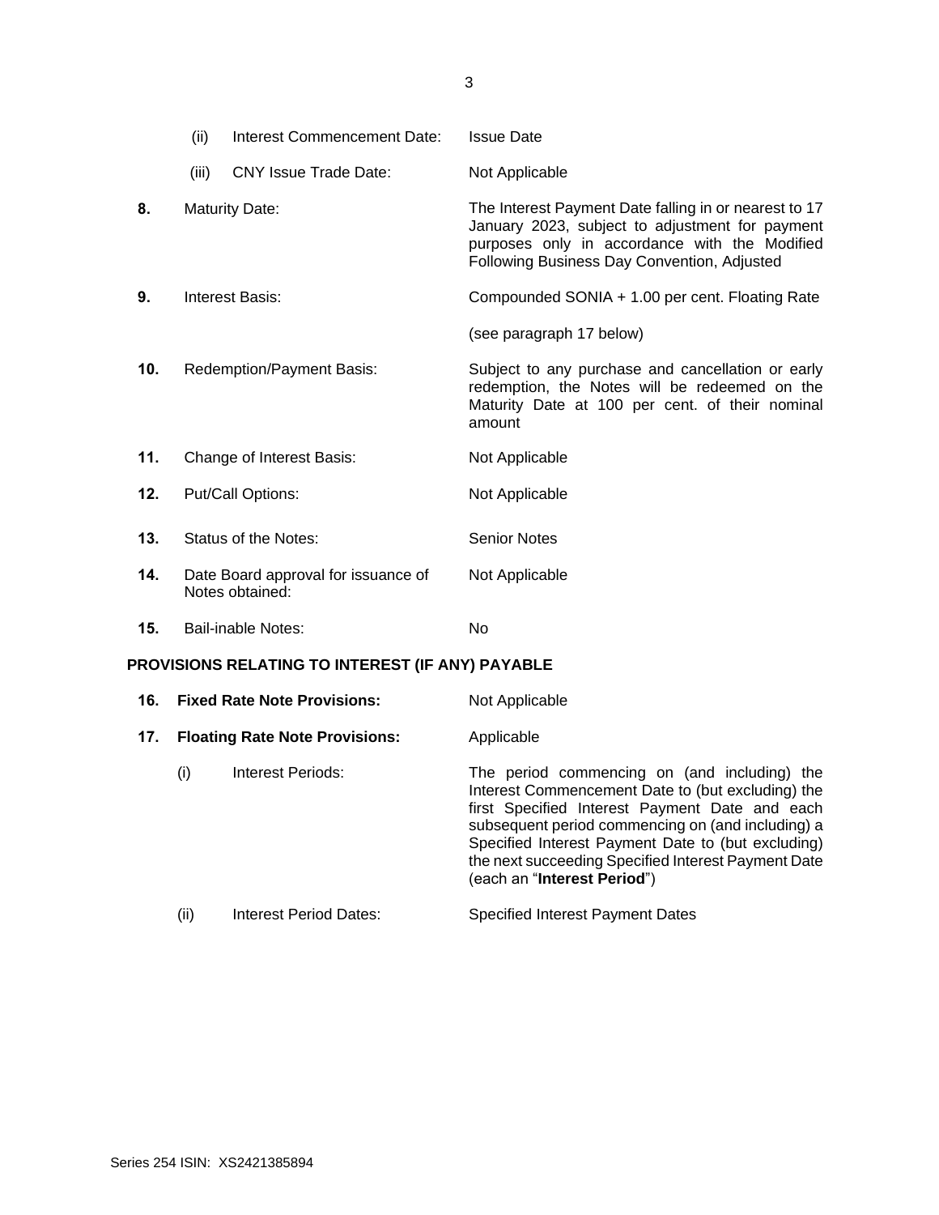| | | |
|---|---|---|
| | (ii) Interest Commencement Date: | Issue Date |
| | (iii) CNY Issue Trade Date: | Not Applicable |
| **8.** | Maturity Date: | The Interest Payment Date falling in or nearest to 17 January 2023, subject to adjustment for payment purposes only in accordance with the Modified Following Business Day Convention, Adjusted |
| **9.** | Interest Basis: | Compounded SONIA + 1.00 per cent. Floating Rate<br><br>(see paragraph 17 below) |
| **10.** | Redemption/Payment Basis: | Subject to any purchase and cancellation or early redemption, the Notes will be redeemed on the Maturity Date at 100 per cent. of their nominal amount |
| **11.** | Change of Interest Basis: | Not Applicable |
| **12.** | Put/Call Options: | Not Applicable |
| **13.** | Status of the Notes: | Senior Notes |
| **14.** | Date Board approval for issuance of Notes obtained: | Not Applicable |
| **15.** | Bail-inable Notes: | No |

**PROVISIONS RELATING TO INTEREST (IF ANY) PAYABLE**

| | | |
|---|---|---|
| **16.** | **Fixed Rate Note Provisions:** | Not Applicable |
| **17.** | **Floating Rate Note Provisions:** | Applicable |
| | (i) Interest Periods: | The period commencing on (and including) the Interest Commencement Date to (but excluding) the first Specified Interest Payment Date and each subsequent period commencing on (and including) a Specified Interest Payment Date to (but excluding) the next succeeding Specified Interest Payment Date (each an "**Interest Period**") |
| | (ii) Interest Period Dates: | Specified Interest Payment Dates |

Series 254 ISIN: XS2421385894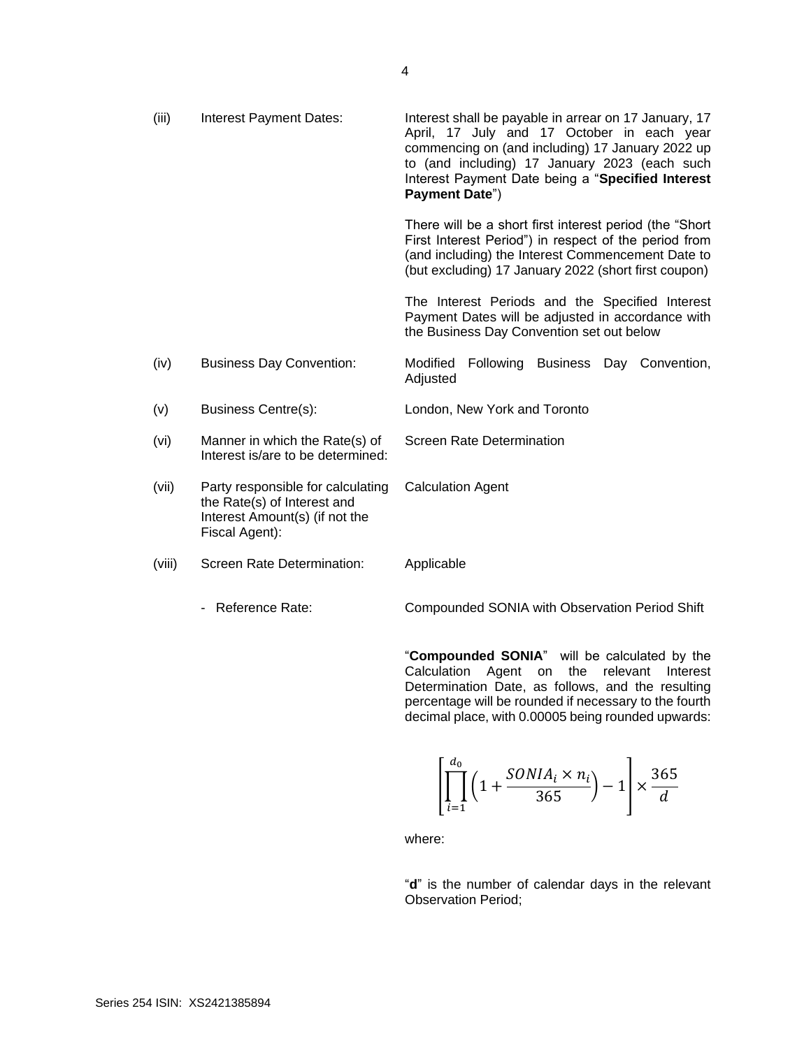| | | |
|---|---|---|
| (iii) | Interest Payment Dates: | Interest shall be payable in arrear on 17 January, 17 April, 17 July and 17 October in each year commencing on (and including) 17 January 2022 up to (and including) 17 January 2023 (each such Interest Payment Date being a "**Specified Interest Payment Date**")<br><br>There will be a short first interest period (the "Short First Interest Period") in respect of the period from (and including) the Interest Commencement Date to (but excluding) 17 January 2022 (short first coupon)<br><br>The Interest Periods and the Specified Interest Payment Dates will be adjusted in accordance with the Business Day Convention set out below |
| (iv) | Business Day Convention: | Modified Following Business Day Convention, Adjusted |
| (v) | Business Centre(s): | London, New York and Toronto |
| (vi) | Manner in which the Rate(s) of Interest is/are to be determined: | Screen Rate Determination |
| (vii) | Party responsible for calculating the Rate(s) of Interest and Interest Amount(s) (if not the Fiscal Agent): | Calculation Agent |
| (viii) | Screen Rate Determination: | Applicable |
| | - Reference Rate: | Compounded SONIA with Observation Period Shift |

"**Compounded SONIA**" will be calculated by the Calculation Agent on the relevant Interest Determination Date, as follows, and the resulting percentage will be rounded if necessary to the fourth decimal place, with 0.00005 being rounded upwards:

$$\left[\prod_{i=1}^{d_0}\left(1+\frac{SONIA_i \times n_i}{365}\right)-1\right]\times\frac{365}{d}$$

where:

"**d**" is the number of calendar days in the relevant Observation Period;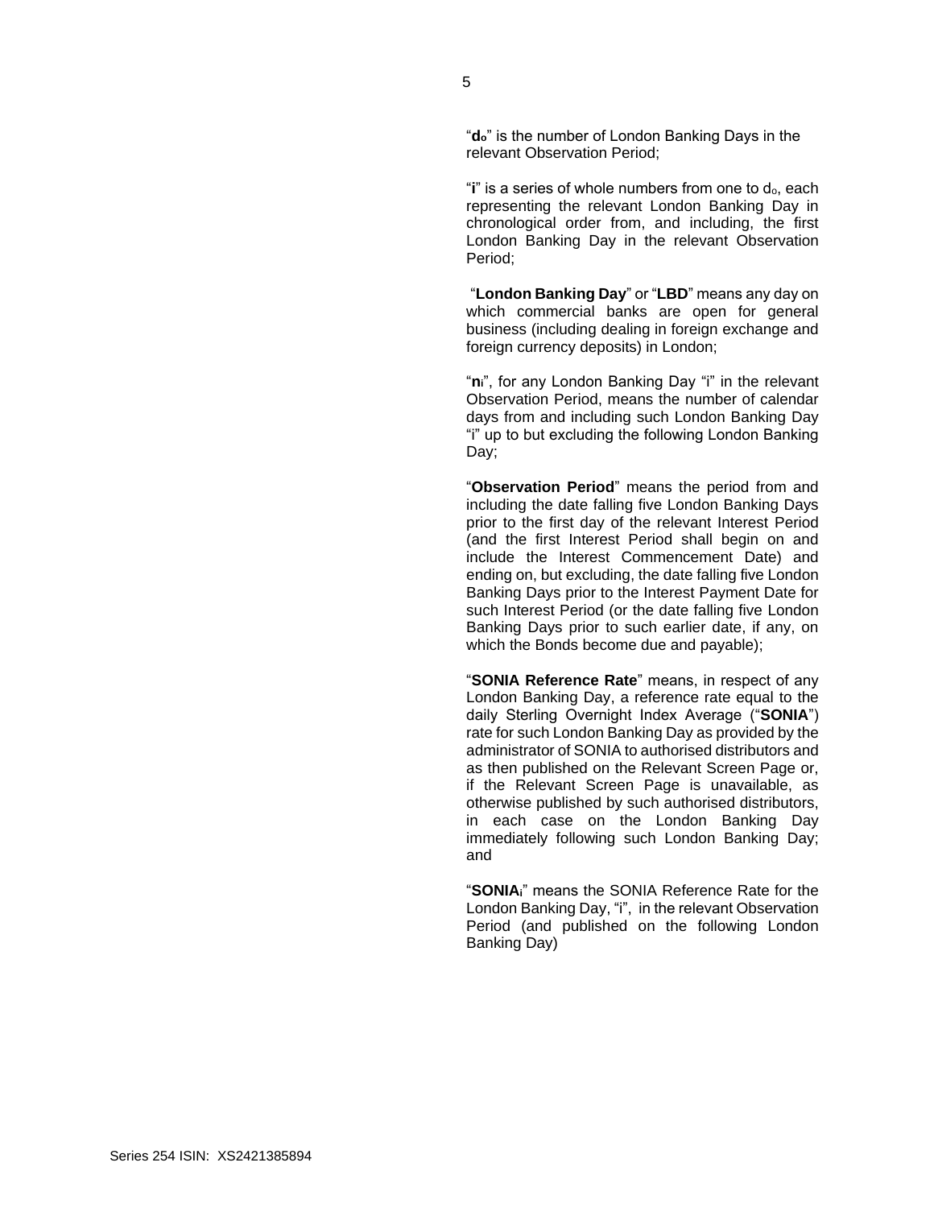"$d_o$" is the number of London Banking Days in the relevant Observation Period;

"$i$" is a series of whole numbers from one to $d_o$, each representing the relevant London Banking Day in chronological order from, and including, the first London Banking Day in the relevant Observation Period;

"**London Banking Day**" or "**LBD**" means any day on which commercial banks are open for general business (including dealing in foreign exchange and foreign currency deposits) in London;

"$n_i$", for any London Banking Day "i" in the relevant Observation Period, means the number of calendar days from and including such London Banking Day "i" up to but excluding the following London Banking Day;

"**Observation Period**" means the period from and including the date falling five London Banking Days prior to the first day of the relevant Interest Period (and the first Interest Period shall begin on and include the Interest Commencement Date) and ending on, but excluding, the date falling five London Banking Days prior to the Interest Payment Date for such Interest Period (or the date falling five London Banking Days prior to such earlier date, if any, on which the Bonds become due and payable);

"**SONIA Reference Rate**" means, in respect of any London Banking Day, a reference rate equal to the daily Sterling Overnight Index Average ("**SONIA**") rate for such London Banking Day as provided by the administrator of SONIA to authorised distributors and as then published on the Relevant Screen Page or, if the Relevant Screen Page is unavailable, as otherwise published by such authorised distributors, in each case on the London Banking Day immediately following such London Banking Day; and

"$SONIA_i$" means the SONIA Reference Rate for the London Banking Day, "i", in the relevant Observation Period (and published on the following London Banking Day)

Series 254 ISIN: XS2421385894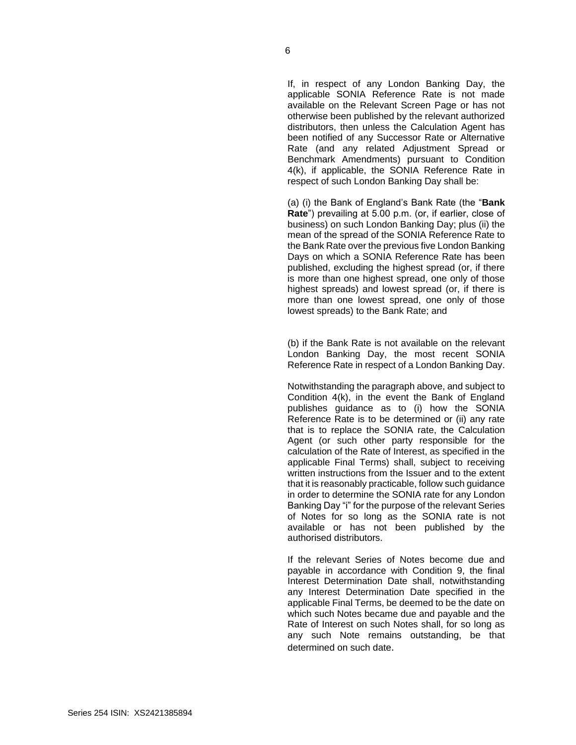If, in respect of any London Banking Day, the applicable SONIA Reference Rate is not made available on the Relevant Screen Page or has not otherwise been published by the relevant authorized distributors, then unless the Calculation Agent has been notified of any Successor Rate or Alternative Rate (and any related Adjustment Spread or Benchmark Amendments) pursuant to Condition 4(k), if applicable, the SONIA Reference Rate in respect of such London Banking Day shall be:

(a) (i) the Bank of England's Bank Rate (the "**Bank Rate**") prevailing at 5.00 p.m. (or, if earlier, close of business) on such London Banking Day; plus (ii) the mean of the spread of the SONIA Reference Rate to the Bank Rate over the previous five London Banking Days on which a SONIA Reference Rate has been published, excluding the highest spread (or, if there is more than one highest spread, one only of those highest spreads) and lowest spread (or, if there is more than one lowest spread, one only of those lowest spreads) to the Bank Rate; and

(b) if the Bank Rate is not available on the relevant London Banking Day, the most recent SONIA Reference Rate in respect of a London Banking Day.

Notwithstanding the paragraph above, and subject to Condition 4(k), in the event the Bank of England publishes guidance as to (i) how the SONIA Reference Rate is to be determined or (ii) any rate that is to replace the SONIA rate, the Calculation Agent (or such other party responsible for the calculation of the Rate of Interest, as specified in the applicable Final Terms) shall, subject to receiving written instructions from the Issuer and to the extent that it is reasonably practicable, follow such guidance in order to determine the SONIA rate for any London Banking Day "i" for the purpose of the relevant Series of Notes for so long as the SONIA rate is not available or has not been published by the authorised distributors.

If the relevant Series of Notes become due and payable in accordance with Condition 9, the final Interest Determination Date shall, notwithstanding any Interest Determination Date specified in the applicable Final Terms, be deemed to be the date on which such Notes became due and payable and the Rate of Interest on such Notes shall, for so long as any such Note remains outstanding, be that determined on such date.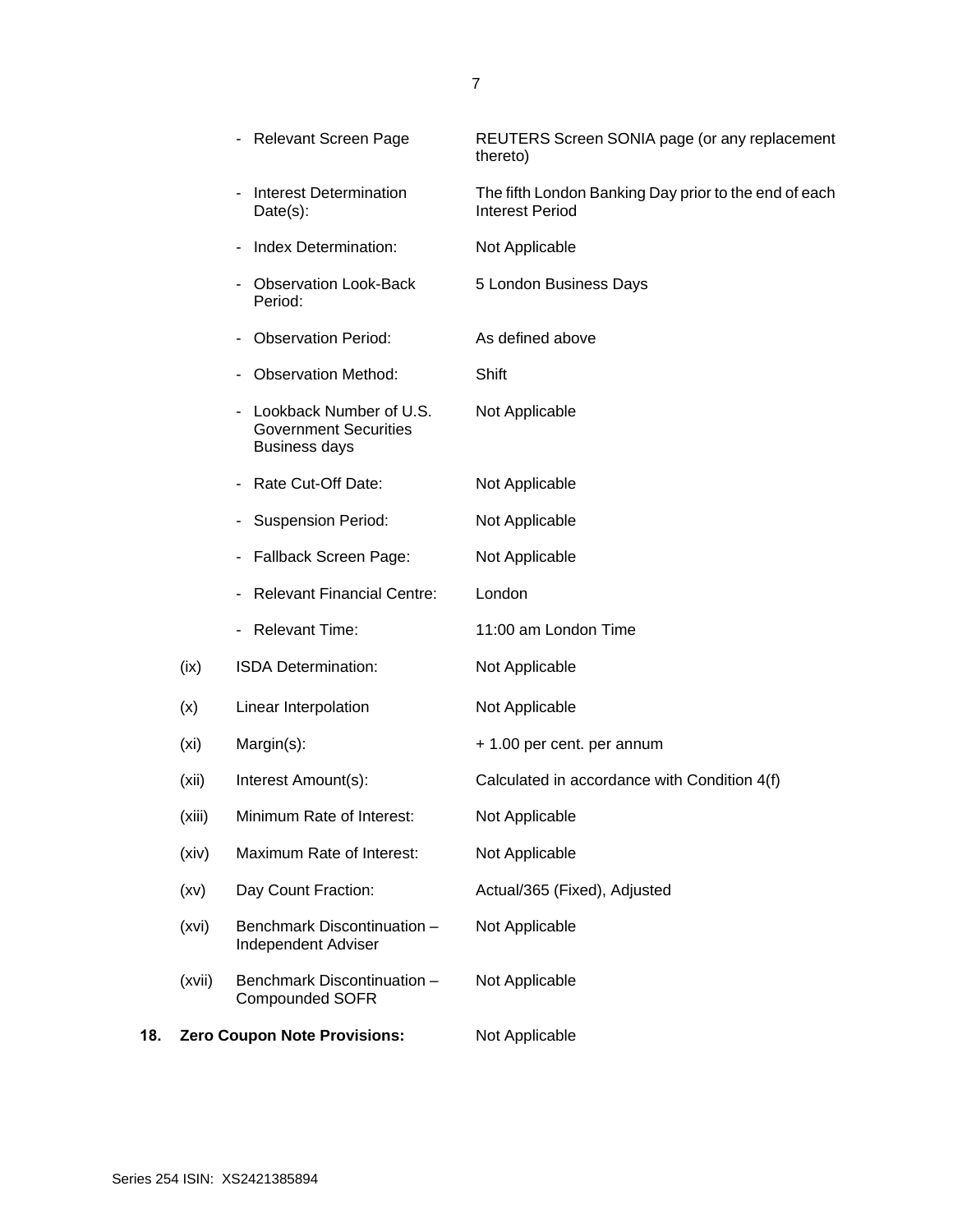| | | |
|---|---|---|
| | - Relevant Screen Page | REUTERS Screen SONIA page (or any replacement thereto) |
| | - Interest Determination Date(s): | The fifth London Banking Day prior to the end of each Interest Period |
| | - Index Determination: | Not Applicable |
| | - Observation Look-Back Period: | 5 London Business Days |
| | - Observation Period: | As defined above |
| | - Observation Method: | Shift |
| | - Lookback Number of U.S. Government Securities Business days | Not Applicable |
| | - Rate Cut-Off Date: | Not Applicable |
| | - Suspension Period: | Not Applicable |
| | - Fallback Screen Page: | Not Applicable |
| | - Relevant Financial Centre: | London |
| | - Relevant Time: | 11:00 am London Time |
| (ix) | ISDA Determination: | Not Applicable |
| (x) | Linear Interpolation | Not Applicable |
| (xi) | Margin(s): | + 1.00 per cent. per annum |
| (xii) | Interest Amount(s): | Calculated in accordance with Condition 4(f) |
| (xiii) | Minimum Rate of Interest: | Not Applicable |
| (xiv) | Maximum Rate of Interest: | Not Applicable |
| (xv) | Day Count Fraction: | Actual/365 (Fixed), Adjusted |
| (xvi) | Benchmark Discontinuation – Independent Adviser | Not Applicable |
| (xvii) | Benchmark Discontinuation – Compounded SOFR | Not Applicable |

**18. Zero Coupon Note Provisions:** Not Applicable

Series 254 ISIN: XS2421385894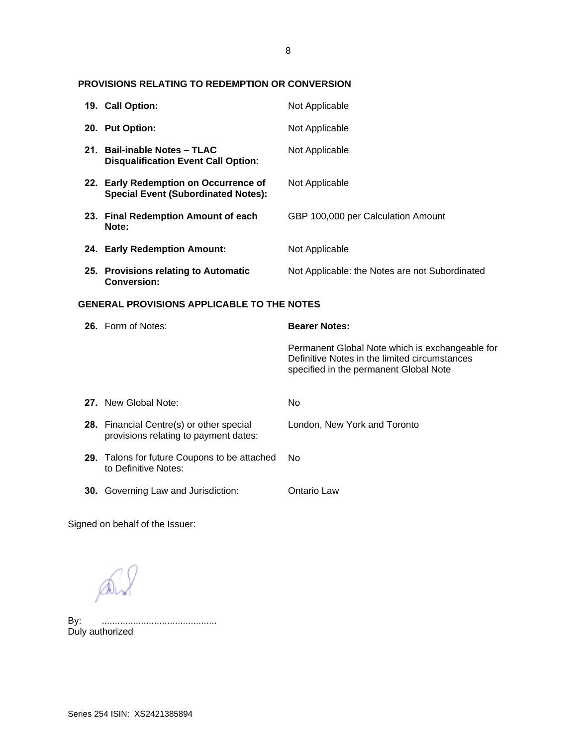## PROVISIONS RELATING TO REDEMPTION OR CONVERSION

| | |
|---|---|
| **19. Call Option:** | Not Applicable |
| **20. Put Option:** | Not Applicable |
| **21. Bail-inable Notes – TLAC Disqualification Event Call Option**: | Not Applicable |
| **22. Early Redemption on Occurrence of Special Event (Subordinated Notes):** | Not Applicable |
| **23. Final Redemption Amount of each Note:** | GBP 100,000 per Calculation Amount |
| **24. Early Redemption Amount:** | Not Applicable |
| **25. Provisions relating to Automatic Conversion:** | Not Applicable: the Notes are not Subordinated |

## GENERAL PROVISIONS APPLICABLE TO THE NOTES

| | |
|---|---|
| **26.** Form of Notes: | **Bearer Notes:** Permanent Global Note which is exchangeable for Definitive Notes in the limited circumstances specified in the permanent Global Note |
| **27.** New Global Note: | No |
| **28.** Financial Centre(s) or other special provisions relating to payment dates: | London, New York and Toronto |
| **29.** Talons for future Coupons to be attached to Definitive Notes: | No |
| **30.** Governing Law and Jurisdiction: | Ontario Law |

Signed on behalf of the Issuer:

By: ............................................
Duly authorized

Series 254 ISIN: XS2421385894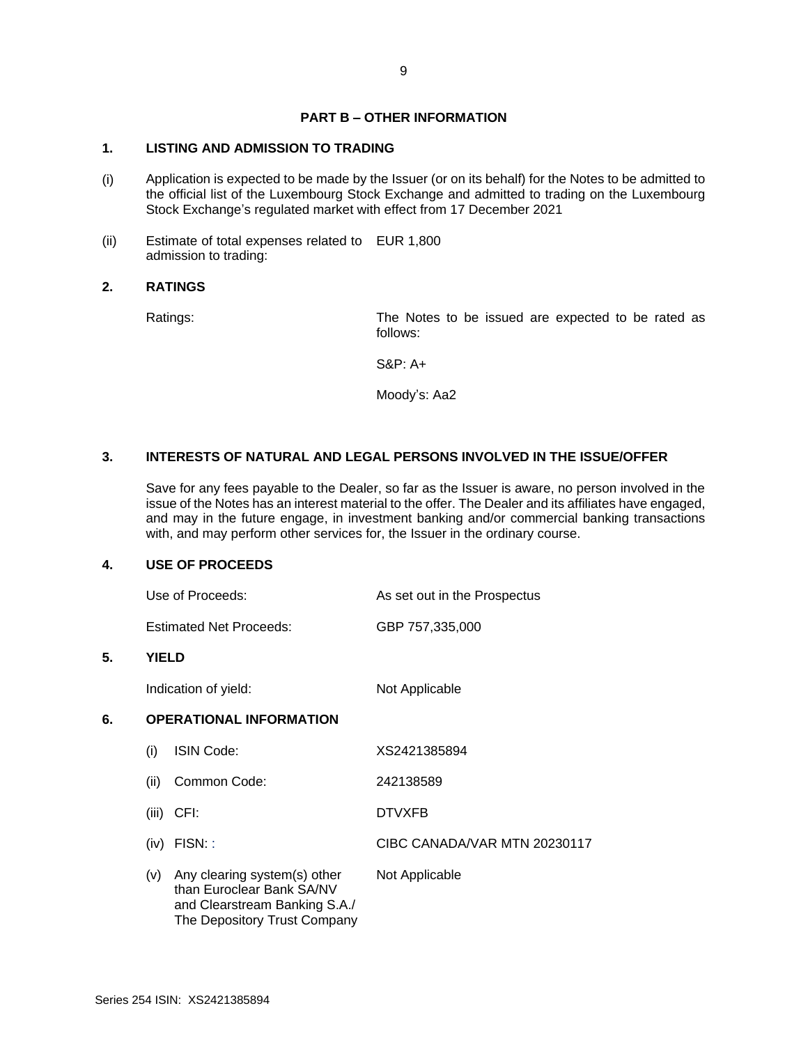## PART B – OTHER INFORMATION

### 1. LISTING AND ADMISSION TO TRADING

(i) Application is expected to be made by the Issuer (or on its behalf) for the Notes to be admitted to the official list of the Luxembourg Stock Exchange and admitted to trading on the Luxembourg Stock Exchange's regulated market with effect from 17 December 2021

(ii) Estimate of total expenses related to admission to trading: EUR 1,800

### 2. RATINGS

Ratings: The Notes to be issued are expected to be rated as follows:

S&P: A+

Moody's: Aa2

### 3. INTERESTS OF NATURAL AND LEGAL PERSONS INVOLVED IN THE ISSUE/OFFER

Save for any fees payable to the Dealer, so far as the Issuer is aware, no person involved in the issue of the Notes has an interest material to the offer. The Dealer and its affiliates have engaged, and may in the future engage, in investment banking and/or commercial banking transactions with, and may perform other services for, the Issuer in the ordinary course.

### 4. USE OF PROCEEDS

Use of Proceeds: As set out in the Prospectus

Estimated Net Proceeds: GBP 757,335,000

### 5. YIELD

Indication of yield: Not Applicable

### 6. OPERATIONAL INFORMATION

(i) ISIN Code: XS2421385894

(ii) Common Code: 242138589

(iii) CFI: DTVXFB

(iv) FISN: : CIBC CANADA/VAR MTN 20230117

(v) Any clearing system(s) other than Euroclear Bank SA/NV and Clearstream Banking S.A./ The Depository Trust Company: Not Applicable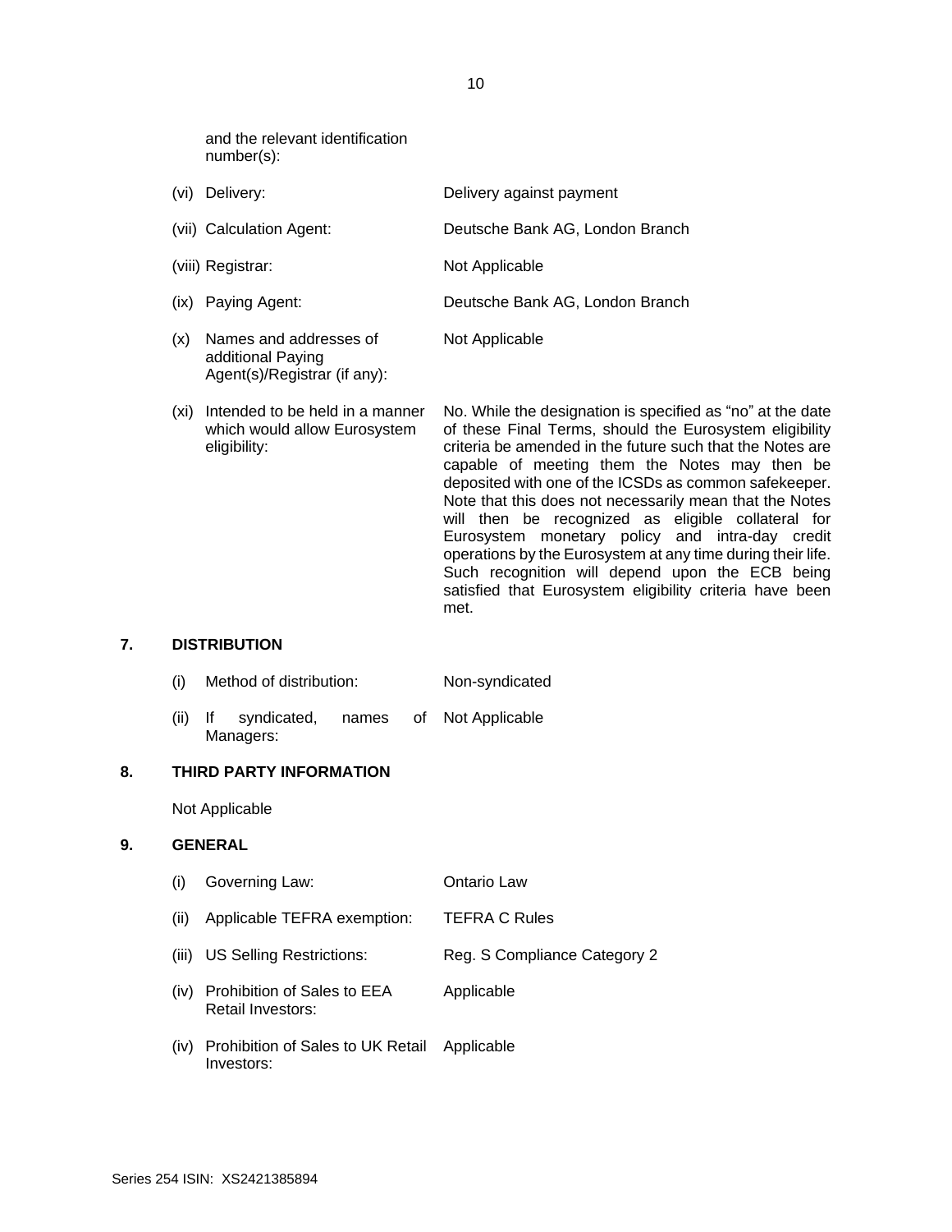and the relevant identification number(s):

| | | |
|---|---|---|
| (vi) | Delivery: | Delivery against payment |
| (vii) | Calculation Agent: | Deutsche Bank AG, London Branch |
| (viii) | Registrar: | Not Applicable |
| (ix) | Paying Agent: | Deutsche Bank AG, London Branch |
| (x) | Names and addresses of additional Paying Agent(s)/Registrar (if any): | Not Applicable |
| (xi) | Intended to be held in a manner which would allow Eurosystem eligibility: | No. While the designation is specified as "no" at the date of these Final Terms, should the Eurosystem eligibility criteria be amended in the future such that the Notes are capable of meeting them the Notes may then be deposited with one of the ICSDs as common safekeeper. Note that this does not necessarily mean that the Notes will then be recognized as eligible collateral for Eurosystem monetary policy and intra-day credit operations by the Eurosystem at any time during their life. Such recognition will depend upon the ECB being satisfied that Eurosystem eligibility criteria have been met. |

## 7. DISTRIBUTION

| | | |
|---|---|---|
| (i) | Method of distribution: | Non-syndicated |
| (ii) | If syndicated, names of Managers: | Not Applicable |

## 8. THIRD PARTY INFORMATION

Not Applicable

## 9. GENERAL

| | | |
|---|---|---|
| (i) | Governing Law: | Ontario Law |
| (ii) | Applicable TEFRA exemption: | TEFRA C Rules |
| (iii) | US Selling Restrictions: | Reg. S Compliance Category 2 |
| (iv) | Prohibition of Sales to EEA Retail Investors: | Applicable |
| (iv) | Prohibition of Sales to UK Retail Investors: | Applicable |

Series 254 ISIN: XS2421385894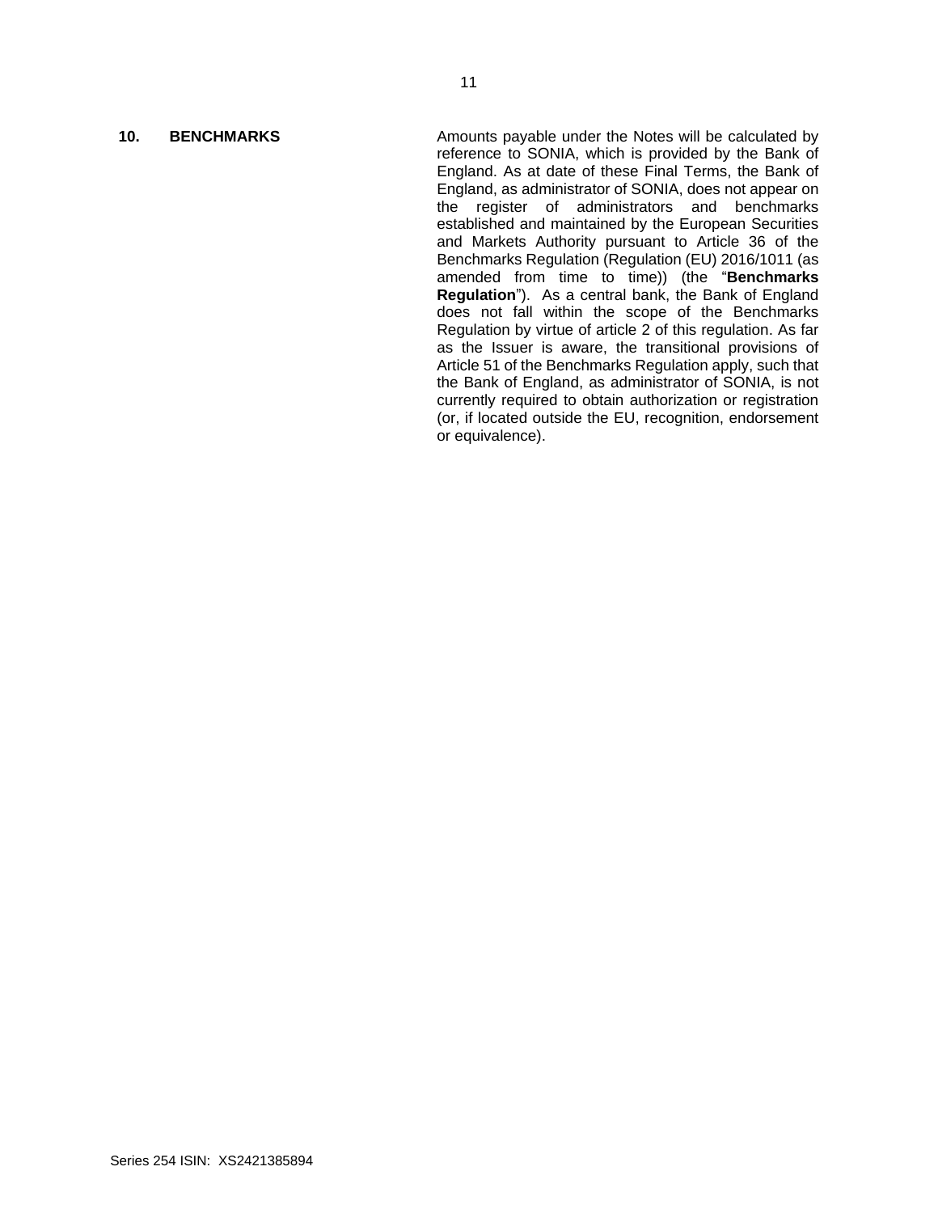| | |
|---|---|
| **10. BENCHMARKS** | Amounts payable under the Notes will be calculated by reference to SONIA, which is provided by the Bank of England. As at date of these Final Terms, the Bank of England, as administrator of SONIA, does not appear on the register of administrators and benchmarks established and maintained by the European Securities and Markets Authority pursuant to Article 36 of the Benchmarks Regulation (Regulation (EU) 2016/1011 (as amended from time to time)) (the "**Benchmarks Regulation**"). As a central bank, the Bank of England does not fall within the scope of the Benchmarks Regulation by virtue of article 2 of this regulation. As far as the Issuer is aware, the transitional provisions of Article 51 of the Benchmarks Regulation apply, such that the Bank of England, as administrator of SONIA, is not currently required to obtain authorization or registration (or, if located outside the EU, recognition, endorsement or equivalence). |

Series 254 ISIN: XS2421385894